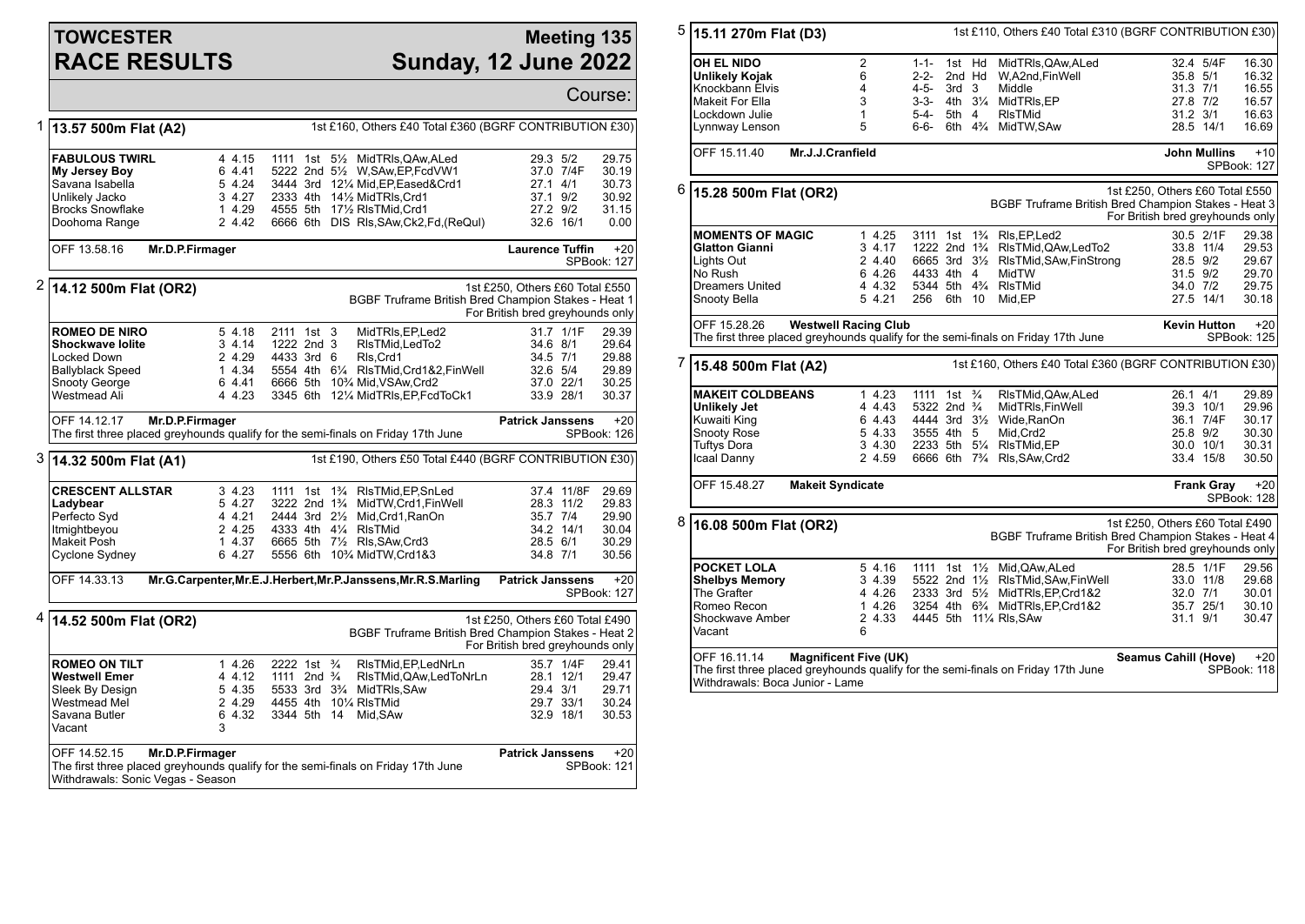# TOWCESTER RACE RESULTS

## Meeting 135 Sunday, 12 June 2022

Course:

### 1 13.57 500m Flat (A2)

1st £160, Others £40 Total £360 (BGRF CONTRIBUTION £30)

| Greyhound | Trap | Sectional | Run | Pos | Dist | Remarks | Weight | SP | Time |
|---|---|---|---|---|---|---|---|---|---|
| **FABULOUS TWIRL** | 4 | 4.15 | 1111 | 1st | 5½ | MidTRls,QAw,ALed | 29.3 | 5/2 | 29.75 |
| **My Jersey Boy** | 6 | 4.41 | 5222 | 2nd | 5½ | W,SAw,EP,FcdVW1 | 37.0 | 7/4F | 30.19 |
| Savana Isabella | 5 | 4.24 | 3444 | 3rd | 12¼ | Mid,EP,Eased&Crd1 | 27.1 | 4/1 | 30.73 |
| Unlikely Jacko | 3 | 4.27 | 2333 | 4th | 14½ | MidTRls,Crd1 | 37.1 | 9/2 | 30.92 |
| Brocks Snowflake | 1 | 4.29 | 4555 | 5th | 17½ | RlsTMid,Crd1 | 27.2 | 9/2 | 31.15 |
| Doohoma Range | 2 | 4.42 | 6666 | 6th | DIS | Rls,SAw,Ck2,Fd,(ReQul) | 32.6 | 16/1 | 0.00 |

OFF 13.58.16 Mr.D.P.Firmager — Laurence Tuffin +20 SPBook: 127

### 2 14.12 500m Flat (OR2)

1st £250, Others £60 Total £550
BGBF Truframe British Bred Champion Stakes - Heat 1
For British bred greyhounds only

| Greyhound | Trap | Sectional | Run | Pos | Dist | Remarks | Weight | SP | Time |
|---|---|---|---|---|---|---|---|---|---|
| **ROMEO DE NIRO** | 5 | 4.18 | 2111 | 1st | 3 | MidTRls,EP,Led2 | 31.7 | 1/1F | 29.39 |
| **Shockwave Iolite** | 3 | 4.14 | 1222 | 2nd | 3 | RlsTMid,LedTo2 | 34.6 | 8/1 | 29.64 |
| Locked Down | 2 | 4.29 | 4433 | 3rd | 6 | Rls,Crd1 | 34.5 | 7/1 | 29.88 |
| Ballyblack Speed | 1 | 4.34 | 5554 | 4th | 6¼ | RlsTMid,Crd1&2,FinWell | 32.6 | 5/4 | 29.89 |
| Snooty George | 6 | 4.41 | 6666 | 5th | 10¾ | Mid,VSAw,Crd2 | 37.0 | 22/1 | 30.25 |
| Westmead Ali | 4 | 4.23 | 3345 | 6th | 12¼ | MidTRls,EP,FcdToCk1 | 33.9 | 28/1 | 30.37 |

OFF 14.12.17 Mr.D.P.Firmager — Patrick Janssens +20 SPBook: 126

The first three placed greyhounds qualify for the semi-finals on Friday 17th June

### 3 14.32 500m Flat (A1)

1st £190, Others £50 Total £440 (BGRF CONTRIBUTION £30)

| Greyhound | Trap | Sectional | Run | Pos | Dist | Remarks | Weight | SP | Time |
|---|---|---|---|---|---|---|---|---|---|
| **CRESCENT ALLSTAR** | 3 | 4.23 | 1111 | 1st | 1¾ | RlsTMid,EP,SnLed | 37.4 | 11/8F | 29.69 |
| **Ladybear** | 5 | 4.27 | 3222 | 2nd | 1¾ | MidTW,Crd1,FinWell | 28.3 | 11/2 | 29.83 |
| Perfecto Syd | 4 | 4.21 | 2444 | 3rd | 2½ | Mid,Crd1,RanOn | 35.7 | 7/4 | 29.90 |
| Itmightbeyou | 2 | 4.25 | 4333 | 4th | 4¼ | RlsTMid | 34.2 | 14/1 | 30.04 |
| Makeit Posh | 1 | 4.37 | 6665 | 5th | 7½ | Rls,SAw,Crd3 | 28.5 | 6/1 | 30.29 |
| Cyclone Sydney | 6 | 4.27 | 5556 | 6th | 10¾ | MidTW,Crd1&3 | 34.8 | 7/1 | 30.56 |

OFF 14.33.13 Mr.G.Carpenter,Mr.E.J.Herbert,Mr.P.Janssens,Mr.R.S.Marling — Patrick Janssens +20 SPBook: 127

### 4 14.52 500m Flat (OR2)

1st £250, Others £60 Total £490
BGBF Truframe British Bred Champion Stakes - Heat 2
For British bred greyhounds only

| Greyhound | Trap | Sectional | Run | Pos | Dist | Remarks | Weight | SP | Time |
|---|---|---|---|---|---|---|---|---|---|
| **ROMEO ON TILT** | 1 | 4.26 | 2222 | 1st | ¾ | RlsTMid,EP,LedNrLn | 35.7 | 1/4F | 29.41 |
| **Westwell Emer** | 4 | 4.12 | 1111 | 2nd | ¾ | RlsTMid,QAw,LedToNrLn | 28.1 | 12/1 | 29.47 |
| Sleek By Design | 5 | 4.35 | 5533 | 3rd | 3¾ | MidTRls,SAw | 29.4 | 3/1 | 29.71 |
| Westmead Mel | 2 | 4.29 | 4455 | 4th | 10¼ | RlsTMid | 29.7 | 33/1 | 30.24 |
| Savana Butler | 6 | 4.32 | 3344 | 5th | 14 | Mid,SAw | 32.9 | 18/1 | 30.53 |
| Vacant | 3 | | | | | | | | |

OFF 14.52.15 Mr.D.P.Firmager — Patrick Janssens +20 SPBook: 121

The first three placed greyhounds qualify for the semi-finals on Friday 17th June
Withdrawals: Sonic Vegas - Season

### 5 15.11 270m Flat (D3)

1st £110, Others £40 Total £310 (BGRF CONTRIBUTION £30)

| Greyhound | Trap | Run | Pos | Dist | Remarks | Weight | SP | Time |
|---|---|---|---|---|---|---|---|---|
| **OH EL NIDO** | 2 | 1-1- | 1st | Hd | MidTRls,QAw,ALed | 32.4 | 5/4F | 16.30 |
| **Unlikely Kojak** | 6 | 2-2- | 2nd | Hd | W,A2nd,FinWell | 35.8 | 5/1 | 16.32 |
| Knockbann Elvis | 4 | 4-5- | 3rd | 3 | Middle | 31.3 | 7/1 | 16.55 |
| Makeit For Ella | 3 | 3-3- | 4th | 3¼ | MidTRls,EP | 27.8 | 7/2 | 16.57 |
| Lockdown Julie | 1 | 5-4- | 5th | 4 | RlsTMid | 31.2 | 3/1 | 16.63 |
| Lynnway Lenson | 5 | 6-6- | 6th | 4¾ | MidTW,SAw | 28.5 | 14/1 | 16.69 |

OFF 15.11.40 Mr.J.J.Cranfield — John Mullins +10 SPBook: 127

### 6 15.28 500m Flat (OR2)

1st £250, Others £60 Total £550
BGBF Truframe British Bred Champion Stakes - Heat 3
For British bred greyhounds only

| Greyhound | Trap | Sectional | Run | Pos | Dist | Remarks | Weight | SP | Time |
|---|---|---|---|---|---|---|---|---|---|
| **MOMENTS OF MAGIC** | 1 | 4.25 | 3111 | 1st | 1¾ | Rls,EP,Led2 | 30.5 | 2/1F | 29.38 |
| **Glatton Gianni** | 3 | 4.17 | 1222 | 2nd | 1¾ | RlsTMid,QAw,LedTo2 | 33.8 | 11/4 | 29.53 |
| Lights Out | 2 | 4.40 | 6665 | 3rd | 3½ | RlsTMid,SAw,FinStrong | 28.5 | 9/2 | 29.67 |
| No Rush | 6 | 4.26 | 4433 | 4th | 4 | MidTW | 31.5 | 9/2 | 29.70 |
| Dreamers United | 4 | 4.32 | 5344 | 5th | 4¾ | RlsTMid | 34.0 | 7/2 | 29.75 |
| Snooty Bella | 5 | 4.21 | 256 | 6th | 10 | Mid,EP | 27.5 | 14/1 | 30.18 |

OFF 15.28.26 Westwell Racing Club — Kevin Hutton +20 SPBook: 125

The first three placed greyhounds qualify for the semi-finals on Friday 17th June

### 7 15.48 500m Flat (A2)

1st £160, Others £40 Total £360 (BGRF CONTRIBUTION £30)

| Greyhound | Trap | Sectional | Run | Pos | Dist | Remarks | Weight | SP | Time |
|---|---|---|---|---|---|---|---|---|---|
| **MAKEIT COLDBEANS** | 1 | 4.23 | 1111 | 1st | ¾ | RlsTMid,QAw,ALed | 26.1 | 4/1 | 29.89 |
| **Unlikely Jet** | 4 | 4.43 | 5322 | 2nd | ¾ | MidTRls,FinWell | 39.3 | 10/1 | 29.96 |
| Kuwaiti King | 6 | 4.43 | 4444 | 3rd | 3½ | Wide,RanOn | 36.1 | 7/4F | 30.17 |
| Snooty Rose | 5 | 4.33 | 3555 | 4th | 5 | Mid,Crd2 | 25.8 | 9/2 | 30.30 |
| Tuftys Dora | 3 | 4.30 | 2233 | 5th | 5¼ | RlsTMid,EP | 30.0 | 10/1 | 30.31 |
| Icaal Danny | 2 | 4.59 | 6666 | 6th | 7¾ | Rls,SAw,Crd2 | 33.4 | 15/8 | 30.50 |

OFF 15.48.27 Makeit Syndicate — Frank Gray +20 SPBook: 128

### 8 16.08 500m Flat (OR2)

1st £250, Others £60 Total £490
BGBF Truframe British Bred Champion Stakes - Heat 4
For British bred greyhounds only

| Greyhound | Trap | Sectional | Run | Pos | Dist | Remarks | Weight | SP | Time |
|---|---|---|---|---|---|---|---|---|---|
| **POCKET LOLA** | 5 | 4.16 | 1111 | 1st | 1½ | Mid,QAw,ALed | 28.5 | 1/1F | 29.56 |
| **Shelbys Memory** | 3 | 4.39 | 5522 | 2nd | 1½ | RlsTMid,SAw,FinWell | 33.0 | 11/8 | 29.68 |
| The Grafter | 4 | 4.26 | 2333 | 3rd | 5½ | MidTRls,EP,Crd1&2 | 32.0 | 7/1 | 30.01 |
| Romeo Recon | 1 | 4.26 | 3254 | 4th | 6¾ | MidTRls,EP,Crd1&2 | 35.7 | 25/1 | 30.10 |
| Shockwave Amber | 2 | 4.33 | 4445 | 5th | 11¼ | Rls,SAw | 31.1 | 9/1 | 30.47 |
| Vacant | 6 | | | | | | | | |

OFF 16.11.14 Magnificent Five (UK) — Seamus Cahill (Hove) +20 SPBook: 118

The first three placed greyhounds qualify for the semi-finals on Friday 17th June
Withdrawals: Boca Junior - Lame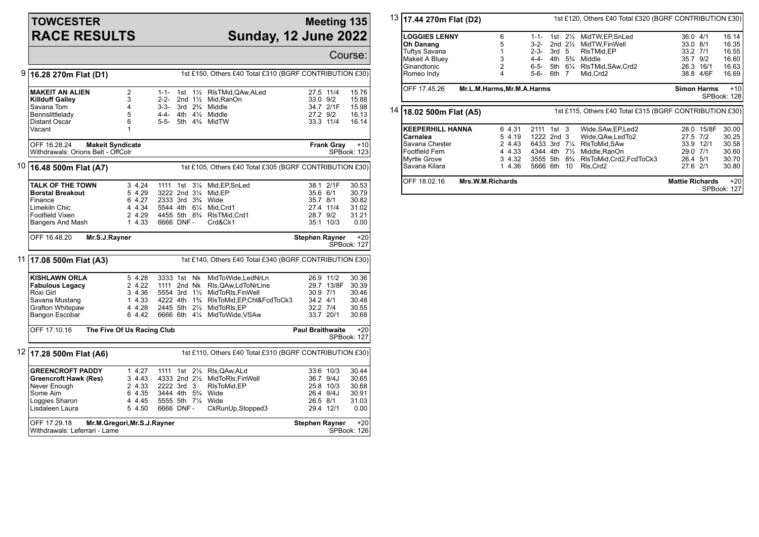# TOWCESTER RACE RESULTS

## Meeting 135 Sunday, 12 June 2022

Course:

### 9 16.28 270m Flat (D1)

1st £150, Others £40 Total £310 (BGRF CONTRIBUTION £30)

| | | | | | | | | | | |
|---|---|---|---|---|---|---|---|---|---|---|
| **MAKEIT AN ALIEN** | 2 | | 1-1- | 1st | 1½ | RlsTMid,QAw,ALed | 27.5 | 11/4 | 15.76 |
| **Killduff Galley** | 3 | | 2-2- | 2nd | 1½ | Mid,RanOn | 33.0 | 9/2 | 15.88 |
| Savana Tom | 4 | | 3-3- | 3rd | 2¾ | Middle | 34.7 | 2/1F | 15.98 |
| Bennslittlelady | 5 | | 4-4- | 4th | 4½ | Middle | 27.2 | 9/2 | 16.13 |
| Distant Oscar | 6 | | 5-5- | 5th | 4¾ | MidTW | 33.3 | 11/4 | 16.14 |
| Vacant | 1 | | | | | | | | |

OFF 16.28.24 **Makeit Syndicate** — **Frank Gray** +10
Withdrawals: Orions Belt - OffColr — SPBook: 123

### 10 16.48 500m Flat (A7)

1st £105, Others £40 Total £305 (BGRF CONTRIBUTION £30)

| | | | | | | | | | |
|---|---|---|---|---|---|---|---|---|---|
| **TALK OF THE TOWN** | 3 | 4.24 | 1111 | 1st | 3¼ | Mid,EP,SnLed | 38.1 | 2/1F | 30.53 |
| **Borstal Breakout** | 5 | 4.29 | 3222 | 2nd | 3¼ | Mid,EP | 35.6 | 6/1 | 30.79 |
| Finance | 6 | 4.27 | 2333 | 3rd | 3¾ | Wide | 35.7 | 8/1 | 30.82 |
| Limekiln Chic | 4 | 4.34 | 5544 | 4th | 6¼ | Mid,Crd1 | 27.4 | 11/4 | 31.02 |
| Footfield Vixen | 2 | 4.29 | 4455 | 5th | 8¾ | RlsTMid,Crd1 | 28.7 | 9/2 | 31.21 |
| Bangers And Mash | 1 | 4.33 | 6666 | DNF | - | Crd&Ck1 | 35.1 | 10/3 | 0.00 |

OFF 16.48.20 **Mr.S.J.Rayner** — **Stephen Rayner** +20 — SPBook: 127

### 11 17.08 500m Flat (A3)

1st £140, Others £40 Total £340 (BGRF CONTRIBUTION £30)

| | | | | | | | | | |
|---|---|---|---|---|---|---|---|---|---|
| **KISHLAWN ORLA** | 5 | 4.28 | 3333 | 1st | Nk | MidToWide,LedNrLn | 26.9 | 11/2 | 30.36 |
| **Fabulous Legacy** | 2 | 4.22 | 1111 | 2nd | Nk | Rls,QAw,LdToNrLine | 29.7 | 13/8F | 30.39 |
| Roxi Girl | 3 | 4.36 | 5554 | 3rd | 1½ | MidToRls,FinWell | 30.9 | 7/1 | 30.46 |
| Savana Mustang | 1 | 4.33 | 4222 | 4th | 1¾ | RlsToMid,EP,Chl&FcdToCk3 | 34.2 | 4/1 | 30.48 |
| Grafton Whitepaw | 4 | 4.28 | 2445 | 5th | 2½ | MidToRls,EP | 32.2 | 7/4 | 30.55 |
| Bangon Escobar | 6 | 4.42 | 6666 | 6th | 4¼ | MidToWide,VSAw | 33.7 | 20/1 | 30.68 |

OFF 17.10.16 **The Five Of Us Racing Club** — **Paul Braithwaite** +20 — SPBook: 127

### 12 17.28 500m Flat (A6)

1st £110, Others £40 Total £310 (BGRF CONTRIBUTION £30)

| | | | | | | | | | |
|---|---|---|---|---|---|---|---|---|---|
| **GREENCROFT PADDY** | 1 | 4.27 | 1111 | 1st | 2½ | Rls,QAw,ALd | 33.6 | 10/3 | 30.44 |
| **Greencroft Hawk (Res)** | 3 | 4.43 | 4333 | 2nd | 2½ | MidToRls,FinWell | 36.7 | 9/4J | 30.65 |
| Never Enough | 2 | 4.33 | 2222 | 3rd | 3 | RlsToMid,EP | 25.8 | 10/3 | 30.68 |
| Some Aim | 6 | 4.35 | 3444 | 4th | 5¾ | Wide | 26.4 | 9/4J | 30.91 |
| Loggies Sharon | 4 | 4.45 | 5555 | 5th | 7¼ | Wide | 26.5 | 8/1 | 31.03 |
| Lisdaleen Laura | 5 | 4.50 | 6666 | DNF | - | CkRunUp,Stopped3 | 29.4 | 12/1 | 0.00 |

OFF 17.29.18 **Mr.M.Gregori,Mr.S.J.Rayner** — **Stephen Rayner** +20
Withdrawals: Leferrari - Lame — SPBook: 126

### 13 17.44 270m Flat (D2)

1st £120, Others £40 Total £320 (BGRF CONTRIBUTION £30)

| | | | | | | | | | |
|---|---|---|---|---|---|---|---|---|---|
| **LOGGIES LENNY** | 6 | | 1-1- | 1st | 2½ | MidTW,EP,SnLed | 36.0 | 4/1 | 16.14 |
| **Oh Danang** | 5 | | 3-2- | 2nd | 2½ | MidTW,FinWell | 33.0 | 8/1 | 16.35 |
| Tuftys Savana | 1 | | 2-3- | 3rd | 5 | RlsTMid,EP | 33.2 | 7/1 | 16.55 |
| Makeit A Bluey | 3 | | 4-4- | 4th | 5¾ | Middle | 35.7 | 9/2 | 16.60 |
| Ginandtonic | 2 | | 6-5- | 5th | 6¼ | RlsTMid,SAw,Crd2 | 26.3 | 16/1 | 16.63 |
| Romeo Indy | 4 | | 5-6- | 6th | 7 | Mid,Crd2 | 38.8 | 4/6F | 16.69 |

OFF 17.45.26 **Mr.L.M.Harms,Mr.M.A.Harms** — **Simon Harms** +10 — SPBook: 128

### 14 18.02 500m Flat (A5)

1st £115, Others £40 Total £315 (BGRF CONTRIBUTION £30)

| | | | | | | | | | |
|---|---|---|---|---|---|---|---|---|---|
| **KEEPERHILL HANNA** | 6 | 4.31 | 2111 | 1st | 3 | Wide,SAw,EP,Led2 | 28.0 | 15/8F | 30.00 |
| **Carnalea** | 5 | 4.19 | 1222 | 2nd | 3 | Wide,QAw,LedTo2 | 27.5 | 7/2 | 30.25 |
| Savana Chester | 2 | 4.43 | 6433 | 3rd | 7¼ | RlsToMid,SAw | 33.9 | 12/1 | 30.58 |
| Footfield Fern | 4 | 4.33 | 4344 | 4th | 7½ | Middle,RanOn | 29.0 | 7/1 | 30.60 |
| Myrtle Grove | 3 | 4.32 | 3555 | 5th | 8¾ | RlsToMid,Crd2,FcdToCk3 | 26.4 | 5/1 | 30.70 |
| Savana Kilara | 1 | 4.36 | 5666 | 6th | 10 | Rls,Crd2 | 27.6 | 2/1 | 30.80 |

OFF 18.02.16 **Mrs.W.M.Richards** — **Mattie Richards** +20 — SPBook: 127